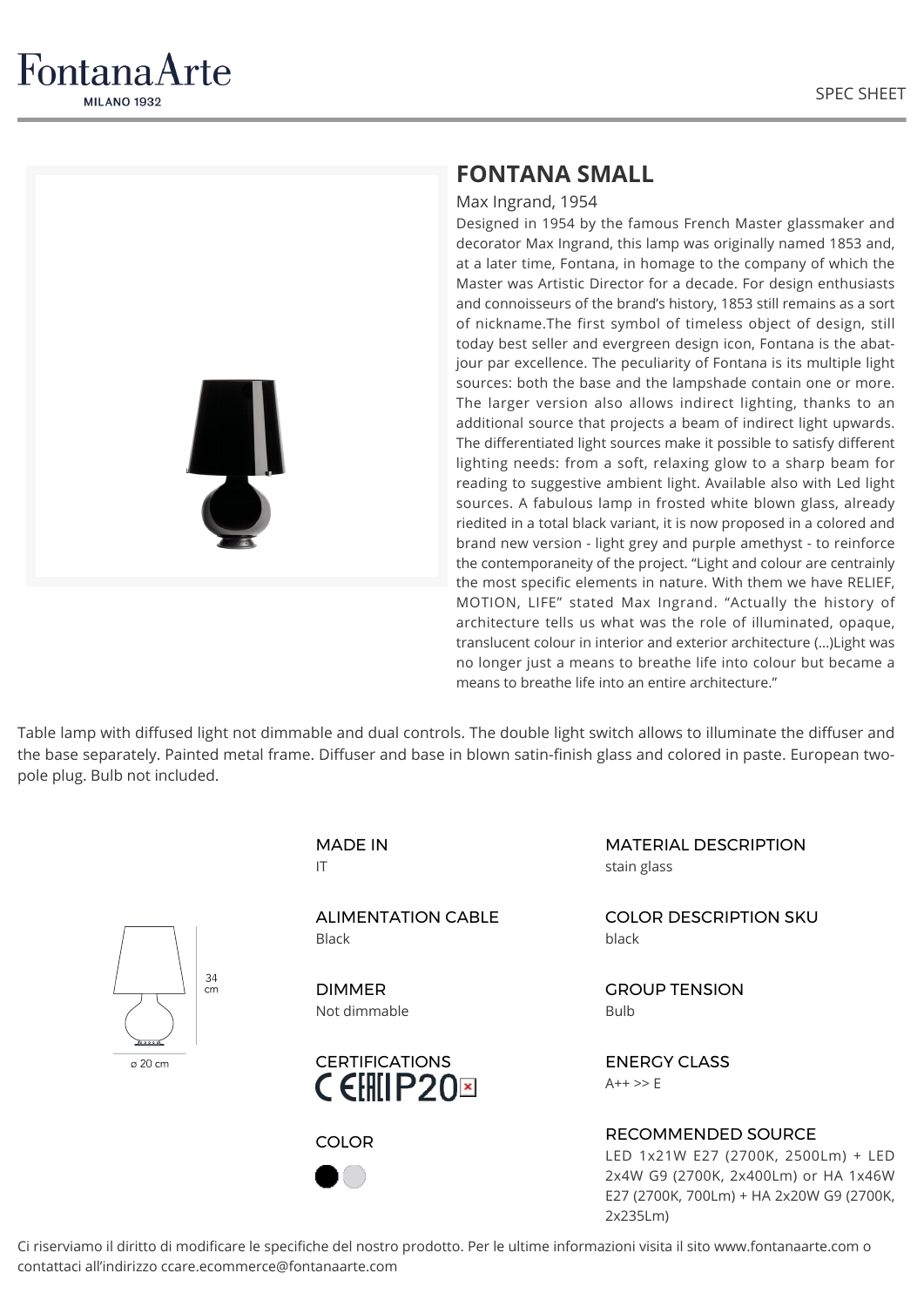# FONTANA SMALL

Max Ingrand, 1954

Designed in 1954 by the famous French Master glassmaker and decorator Max Ingrand, this lamp was originally named 1853 and, at a later time, Fontana, in homage to the company of which the Master was Artistic Director for a decade. For design enthusiasts and connoisseurs of the brand's history, 1853 still remains as a sort of nickname.The first symbol of timeless object of design, still today best seller and evergreen design icon, Fontana is the abat-jour par excellence. The peculiarity of Fontana is its multiple light sources: both the base and the lampshade contain one or more. The larger version also allows indirect lighting, thanks to an additional source that projects a beam of indirect light upwards. The differentiated light sources make it possible to satisfy different lighting needs: from a soft, relaxing glow to a sharp beam for reading to suggestive ambient light. Available also with Led light sources. A fabulous lamp in frosted white blown glass, already riedited in a total black variant, it is now proposed in a colored and brand new version - light grey and purple amethyst - to reinforce the contemporaneity of the project. "Light and colour are centrainly the most specific elements in nature. With them we have RELIEF, MOTION, LIFE" stated Max Ingrand. "Actually the history of architecture tells us what was the role of illuminated, opaque, translucent colour in interior and exterior architecture (...)Light was no longer just a means to breathe life into colour but became a means to breathe life into an entire architecture."

Table lamp with diffused light not dimmable and dual controls. The double light switch allows to illuminate the diffuser and the base separately. Painted metal frame. Diffuser and base in blown satin-finish glass and colored in paste. European two-pole plug. Bulb not included.

34 cm

ø 20 cm

**MADE IN**
IT

**ALIMENTATION CABLE**
Black

**DIMMER**
Not dimmable

**CERTIFICATIONS**
CE EAC IP20

**COLOR**

**MATERIAL DESCRIPTION**
stain glass

**COLOR DESCRIPTION SKU**
black

**GROUP TENSION**
Bulb

**ENERGY CLASS**
A++ >> E

**RECOMMENDED SOURCE**
LED 1x21W E27 (2700K, 2500Lm) + LED 2x4W G9 (2700K, 2x400Lm) or HA 1x46W E27 (2700K, 700Lm) + HA 2x20W G9 (2700K, 2x235Lm)

Ci riserviamo il diritto di modificare le specifiche del nostro prodotto. Per le ultime informazioni visita il sito www.fontanaarte.com o contattaci all'indirizzo ccare.ecommerce@fontanaarte.com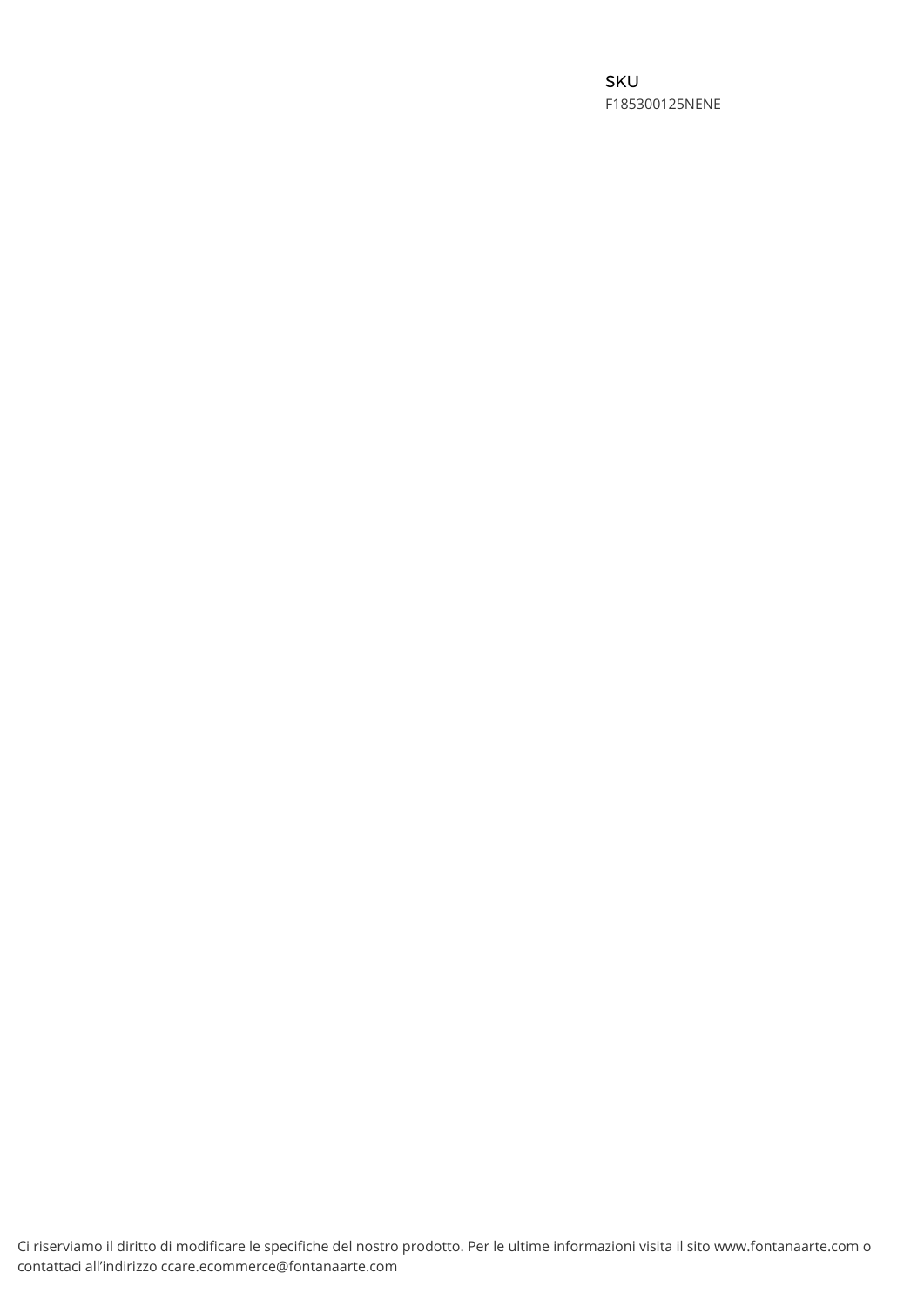SKU

F185300125NENE

Ci riserviamo il diritto di modificare le specifiche del nostro prodotto. Per le ultime informazioni visita il sito www.fontanaarte.com o contattaci all’indirizzo ccare.ecommerce@fontanaarte.com